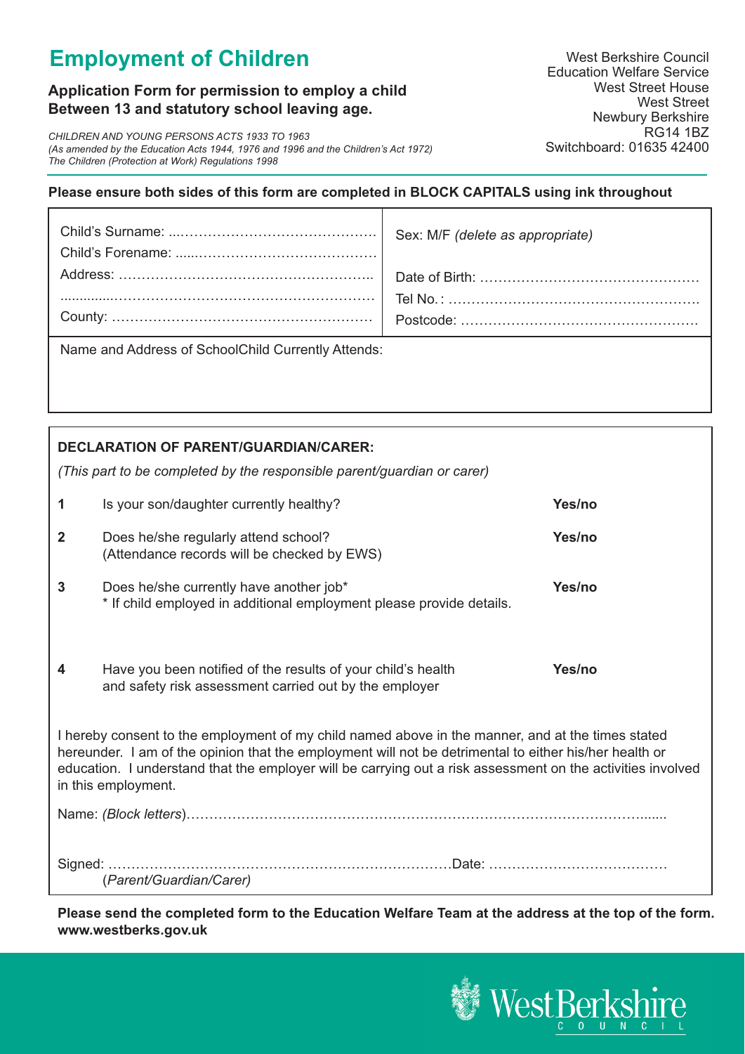# Employment of Children

**Application Form for permission to employ a child Between 13 and statutory school leaving age.**

*CHILDREN AND YOUNG PERSONS ACTS 1933 TO 1963*
*(As amended by the Education Acts 1944, 1976 and 1996 and the Children's Act 1972)*
*The Children (Protection at Work) Regulations 1998*

West Berkshire Council
Education Welfare Service
West Street House
West Street
Newbury Berkshire
RG14 1BZ
Switchboard: 01635 42400

**Please ensure both sides of this form are completed in BLOCK CAPITALS using ink throughout**

| | |
|---|---|
| Child's Surname: .......................................... | Sex: M/F *(delete as appropriate)* |
| Child's Forename: .......................................... | |
| Address: .......................................... | Date of Birth: .......................................... |
| .......................................... | Tel No.: .......................................... |
| County: .......................................... | Postcode: .......................................... |
| Name and Address of SchoolChild Currently Attends: | |

**DECLARATION OF PARENT/GUARDIAN/CARER:**

*(This part to be completed by the responsible parent/guardian or carer)*

| | | |
|---|---|---|
| **1** | Is your son/daughter currently healthy? | **Yes/no** |
| **2** | Does he/she regularly attend school? (Attendance records will be checked by EWS) | **Yes/no** |
| **3** | Does he/she currently have another job* <br> * If child employed in additional employment please provide details. | **Yes/no** |
| **4** | Have you been notified of the results of your child's health and safety risk assessment carried out by the employer | **Yes/no** |

I hereby consent to the employment of my child named above in the manner, and at the times stated hereunder. I am of the opinion that the employment will not be detrimental to either his/her health or education. I understand that the employer will be carrying out a risk assessment on the activities involved in this employment.

Name: *(Block letters)*..........................................................................................

Signed: ..........................................................................Date: ......................................
(*Parent/Guardian/Carer)*

**Please send the completed form to the Education Welfare Team at the address at the top of the form. www.westberks.gov.uk**

West Berkshire COUNCIL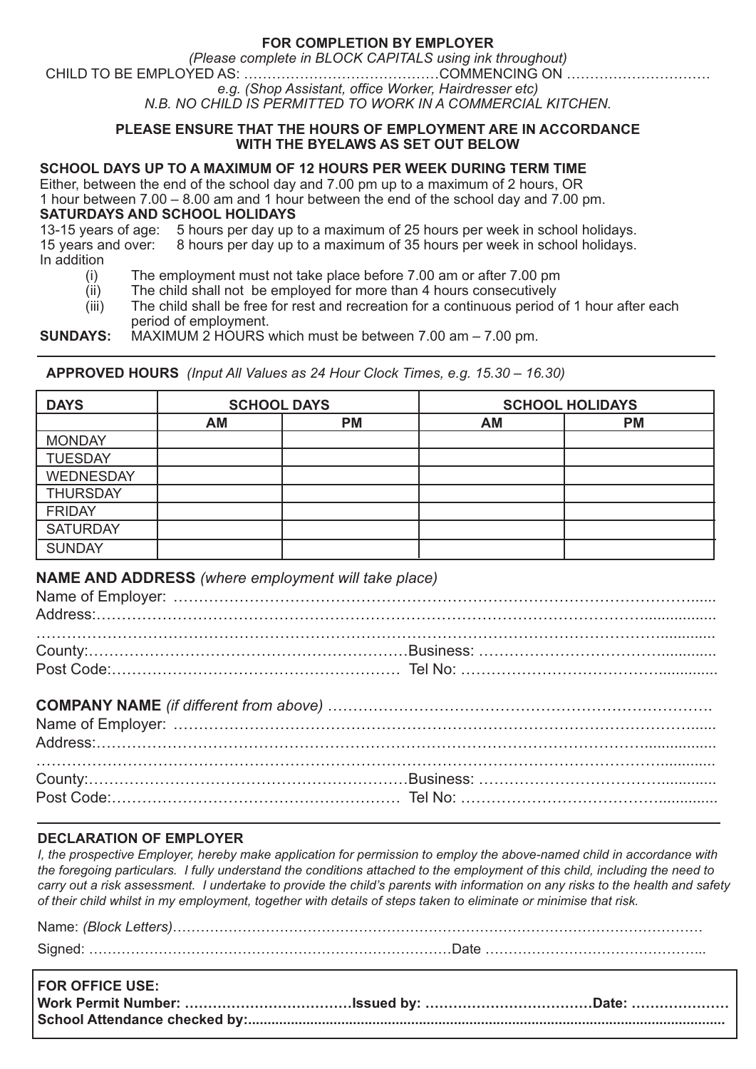**FOR COMPLETION BY EMPLOYER**

*(Please complete in BLOCK CAPITALS using ink throughout)*

CHILD TO BE EMPLOYED AS: ……………………………………COMMENCING ON ………………………….

*e.g. (Shop Assistant, office Worker, Hairdresser etc)*

*N.B. NO CHILD IS PERMITTED TO WORK IN A COMMERCIAL KITCHEN.*

**PLEASE ENSURE THAT THE HOURS OF EMPLOYMENT ARE IN ACCORDANCE WITH THE BYELAWS AS SET OUT BELOW**

**SCHOOL DAYS UP TO A MAXIMUM OF 12 HOURS PER WEEK DURING TERM TIME**

Either, between the end of the school day and 7.00 pm up to a maximum of 2 hours, OR
1 hour between 7.00 – 8.00 am and 1 hour between the end of the school day and 7.00 pm.

**SATURDAYS AND SCHOOL HOLIDAYS**

13-15 years of age: 5 hours per day up to a maximum of 25 hours per week in school holidays.
15 years and over: 8 hours per day up to a maximum of 35 hours per week in school holidays.
In addition

(i) The employment must not take place before 7.00 am or after 7.00 pm
(ii) The child shall not be employed for more than 4 hours consecutively
(iii) The child shall be free for rest and recreation for a continuous period of 1 hour after each period of employment.

**SUNDAYS:** MAXIMUM 2 HOURS which must be between 7.00 am – 7.00 pm.

**APPROVED HOURS** *(Input All Values as 24 Hour Clock Times, e.g. 15.30 – 16.30)*

| DAYS | SCHOOL DAYS | | SCHOOL HOLIDAYS | |
|---|---|---|---|---|
| | AM | PM | AM | PM |
| MONDAY | | | | |
| TUESDAY | | | | |
| WEDNESDAY | | | | |
| THURSDAY | | | | |
| FRIDAY | | | | |
| SATURDAY | | | | |
| SUNDAY | | | | |

**NAME AND ADDRESS** *(where employment will take place)*

Name of Employer: ……………………………………………………………………………………………

Address:……………………………………………………………………………………………………

……………………………………………………………………………………………………………

County:……………………………………………………Business: …………………………………………

Post Code:…………………………………………………Tel No: …………………………………………

**COMPANY NAME** *(if different from above)* …………………………………………………………………

Name of Employer: ……………………………………………………………………………………………

Address:……………………………………………………………………………………………………

……………………………………………………………………………………………………………

County:……………………………………………………Business: …………………………………………

Post Code:…………………………………………………Tel No: …………………………………………

**DECLARATION OF EMPLOYER**

*I, the prospective Employer, hereby make application for permission to employ the above-named child in accordance with the foregoing particulars. I fully understand the conditions attached to the employment of this child, including the need to carry out a risk assessment. I undertake to provide the child's parents with information on any risks to the health and safety of their child whilst in my employment, together with details of steps taken to eliminate or minimise that risk.*

Name: *(Block Letters)*…………………………………………………………………………………………

Signed: ……………………………………………………………………Date ………………………………………

**FOR OFFICE USE:**

**Work Permit Number: ………………………………Issued by: ………………………………Date: …………………**

**School Attendance checked by:......................................................................................................................**